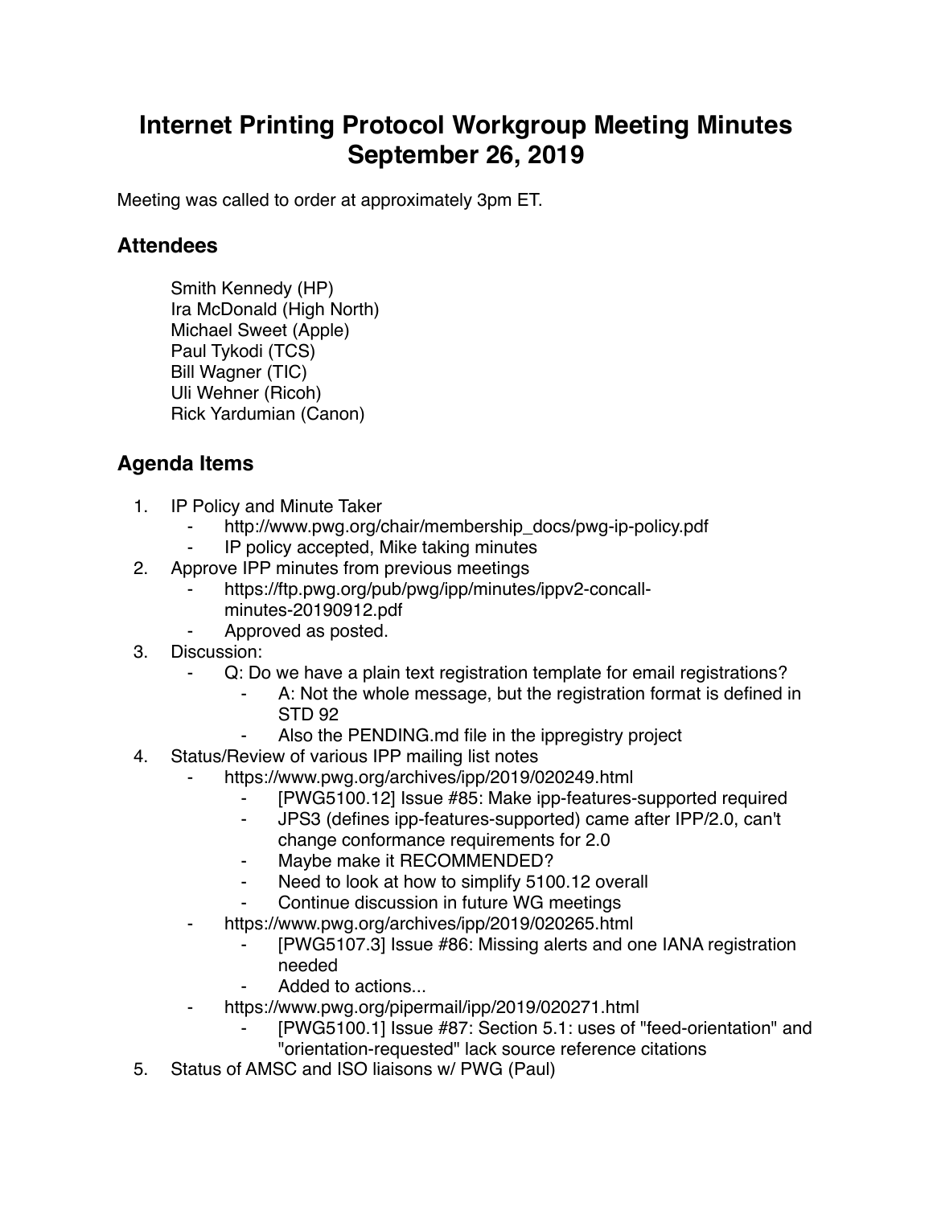# Internet Printing Protocol Workgroup Meeting Minutes
# September 26, 2019

Meeting was called to order at approximately 3pm ET.

## Attendees

Smith Kennedy (HP)
Ira McDonald (High North)
Michael Sweet (Apple)
Paul Tykodi (TCS)
Bill Wagner (TIC)
Uli Wehner (Ricoh)
Rick Yardumian (Canon)

## Agenda Items

1. IP Policy and Minute Taker
    - http://www.pwg.org/chair/membership_docs/pwg-ip-policy.pdf
    - IP policy accepted, Mike taking minutes
2. Approve IPP minutes from previous meetings
    - https://ftp.pwg.org/pub/pwg/ipp/minutes/ippv2-concall-minutes-20190912.pdf
    - Approved as posted.
3. Discussion:
    - Q: Do we have a plain text registration template for email registrations?
        - A: Not the whole message, but the registration format is defined in STD 92
        - Also the PENDING.md file in the ippregistry project
4. Status/Review of various IPP mailing list notes
    - https://www.pwg.org/archives/ipp/2019/020249.html
        - [PWG5100.12] Issue #85: Make ipp-features-supported required
        - JPS3 (defines ipp-features-supported) came after IPP/2.0, can't change conformance requirements for 2.0
        - Maybe make it RECOMMENDED?
        - Need to look at how to simplify 5100.12 overall
        - Continue discussion in future WG meetings
    - https://www.pwg.org/archives/ipp/2019/020265.html
        - [PWG5107.3] Issue #86: Missing alerts and one IANA registration needed
        - Added to actions...
    - https://www.pwg.org/pipermail/ipp/2019/020271.html
        - [PWG5100.1] Issue #87: Section 5.1: uses of "feed-orientation" and "orientation-requested" lack source reference citations
5. Status of AMSC and ISO liaisons w/ PWG (Paul)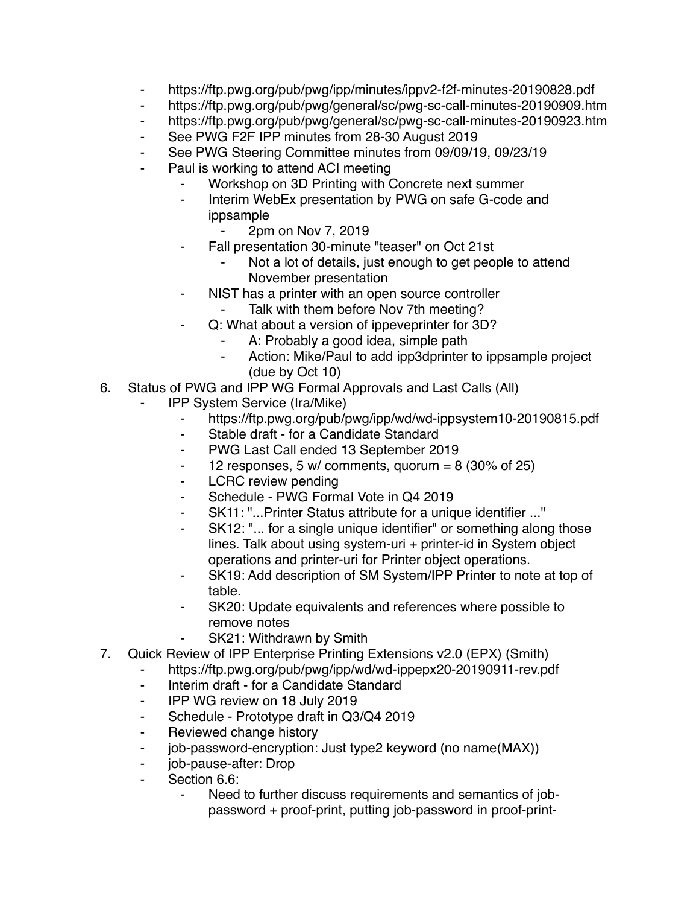- https://ftp.pwg.org/pub/pwg/ipp/minutes/ippv2-f2f-minutes-20190828.pdf
- https://ftp.pwg.org/pub/pwg/general/sc/pwg-sc-call-minutes-20190909.htm
- https://ftp.pwg.org/pub/pwg/general/sc/pwg-sc-call-minutes-20190923.htm
- See PWG F2F IPP minutes from 28-30 August 2019
- See PWG Steering Committee minutes from 09/09/19, 09/23/19
- Paul is working to attend ACI meeting
    - Workshop on 3D Printing with Concrete next summer
    - Interim WebEx presentation by PWG on safe G-code and ippsample
        - 2pm on Nov 7, 2019
    - Fall presentation 30-minute "teaser" on Oct 21st
        - Not a lot of details, just enough to get people to attend November presentation
    - NIST has a printer with an open source controller
        - Talk with them before Nov 7th meeting?
    - Q: What about a version of ippeveprinter for 3D?
        - A: Probably a good idea, simple path
        - Action: Mike/Paul to add ipp3dprinter to ippsample project (due by Oct 10)

6. Status of PWG and IPP WG Formal Approvals and Last Calls (All)
    - IPP System Service (Ira/Mike)
        - https://ftp.pwg.org/pub/pwg/ipp/wd/wd-ippsystem10-20190815.pdf
        - Stable draft - for a Candidate Standard
        - PWG Last Call ended 13 September 2019
        - 12 responses, 5 w/ comments, quorum = 8 (30% of 25)
        - LCRC review pending
        - Schedule - PWG Formal Vote in Q4 2019
        - SK11: "...Printer Status attribute for a unique identifier ..."
        - SK12: "... for a single unique identifier" or something along those lines. Talk about using system-uri + printer-id in System object operations and printer-uri for Printer object operations.
        - SK19: Add description of SM System/IPP Printer to note at top of table.
        - SK20: Update equivalents and references where possible to remove notes
        - SK21: Withdrawn by Smith

7. Quick Review of IPP Enterprise Printing Extensions v2.0 (EPX) (Smith)
    - https://ftp.pwg.org/pub/pwg/ipp/wd/wd-ippepx20-20190911-rev.pdf
    - Interim draft - for a Candidate Standard
    - IPP WG review on 18 July 2019
    - Schedule - Prototype draft in Q3/Q4 2019
    - Reviewed change history
    - job-password-encryption: Just type2 keyword (no name(MAX))
    - job-pause-after: Drop
    - Section 6.6:
        - Need to further discuss requirements and semantics of job-password + proof-print, putting job-password in proof-print-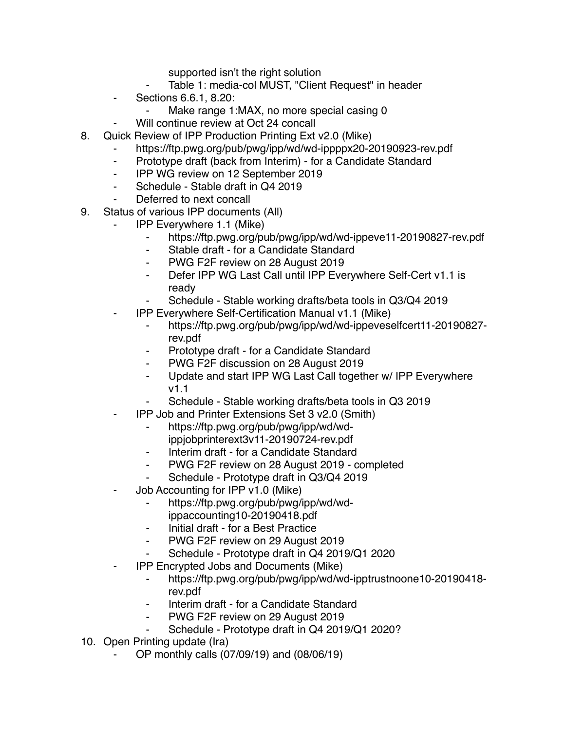supported isn't the right solution
    - Table 1: media-col MUST, "Client Request" in header
  - Sections 6.6.1, 8.20:
    - Make range 1:MAX, no more special casing 0
  - Will continue review at Oct 24 concall

8. Quick Review of IPP Production Printing Ext v2.0 (Mike)
   - https://ftp.pwg.org/pub/pwg/ipp/wd/wd-ippppx20-20190923-rev.pdf
   - Prototype draft (back from Interim) - for a Candidate Standard
   - IPP WG review on 12 September 2019
   - Schedule - Stable draft in Q4 2019
   - Deferred to next concall

9. Status of various IPP documents (All)
   - IPP Everywhere 1.1 (Mike)
     - https://ftp.pwg.org/pub/pwg/ipp/wd/wd-ippeve11-20190827-rev.pdf
     - Stable draft - for a Candidate Standard
     - PWG F2F review on 28 August 2019
     - Defer IPP WG Last Call until IPP Everywhere Self-Cert v1.1 is ready
     - Schedule - Stable working drafts/beta tools in Q3/Q4 2019
   - IPP Everywhere Self-Certification Manual v1.1 (Mike)
     - https://ftp.pwg.org/pub/pwg/ipp/wd/wd-ippeveselfcert11-20190827-rev.pdf
     - Prototype draft - for a Candidate Standard
     - PWG F2F discussion on 28 August 2019
     - Update and start IPP WG Last Call together w/ IPP Everywhere v1.1
     - Schedule - Stable working drafts/beta tools in Q3 2019
   - IPP Job and Printer Extensions Set 3 v2.0 (Smith)
     - https://ftp.pwg.org/pub/pwg/ipp/wd/wd-ippjobprinterext3v11-20190724-rev.pdf
     - Interim draft - for a Candidate Standard
     - PWG F2F review on 28 August 2019 - completed
     - Schedule - Prototype draft in Q3/Q4 2019
   - Job Accounting for IPP v1.0 (Mike)
     - https://ftp.pwg.org/pub/pwg/ipp/wd/wd-ippaccounting10-20190418.pdf
     - Initial draft - for a Best Practice
     - PWG F2F review on 29 August 2019
     - Schedule - Prototype draft in Q4 2019/Q1 2020
   - IPP Encrypted Jobs and Documents (Mike)
     - https://ftp.pwg.org/pub/pwg/ipp/wd/wd-ipptrustnoone10-20190418-rev.pdf
     - Interim draft - for a Candidate Standard
     - PWG F2F review on 29 August 2019
     - Schedule - Prototype draft in Q4 2019/Q1 2020?

10. Open Printing update (Ira)
    - OP monthly calls (07/09/19) and (08/06/19)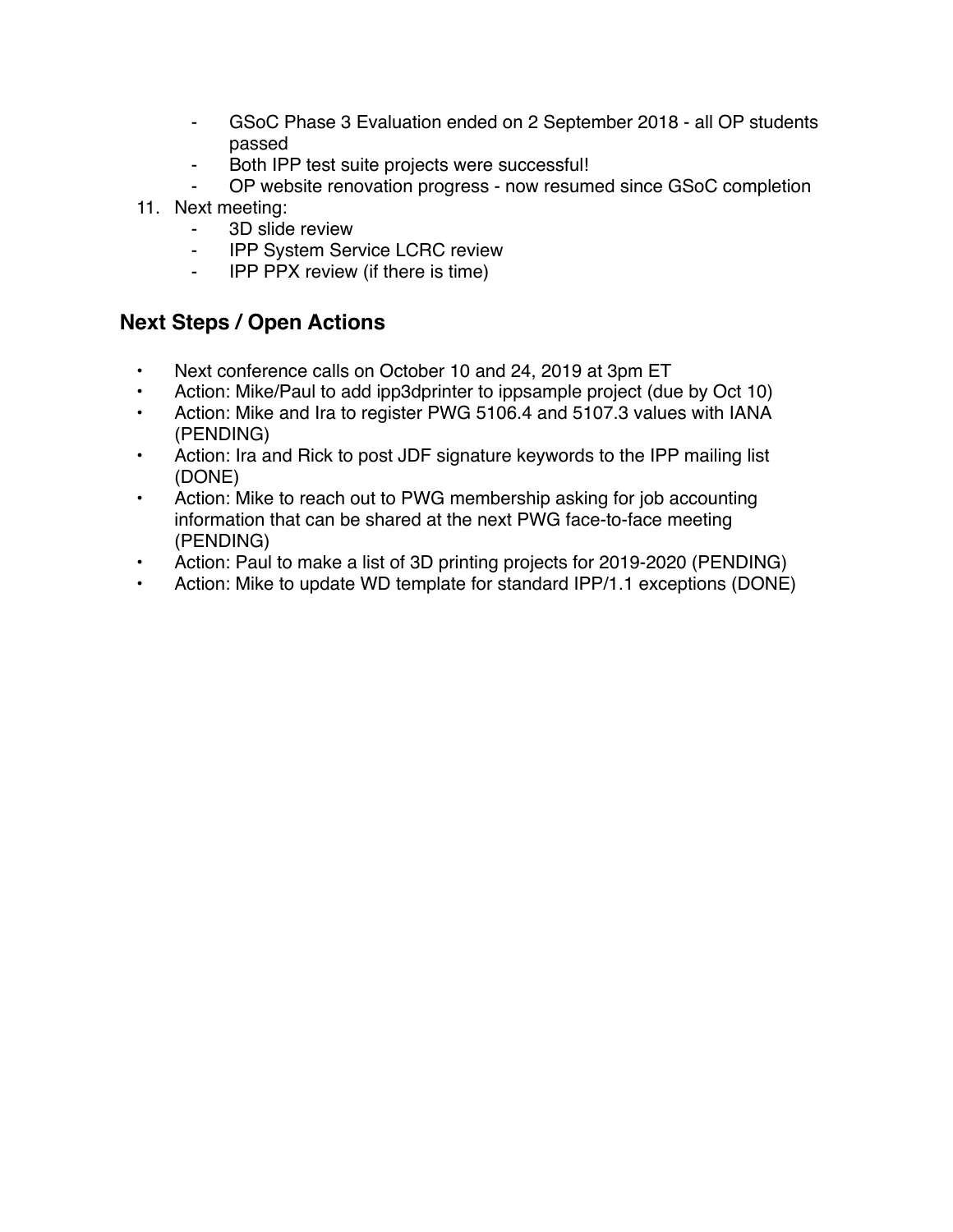- GSoC Phase 3 Evaluation ended on 2 September 2018 - all OP students passed
  - Both IPP test suite projects were successful!
  - OP website renovation progress - now resumed since GSoC completion

11. Next meeting:
    - 3D slide review
    - IPP System Service LCRC review
    - IPP PPX review (if there is time)

## Next Steps / Open Actions

- Next conference calls on October 10 and 24, 2019 at 3pm ET
- Action: Mike/Paul to add ipp3dprinter to ippsample project (due by Oct 10)
- Action: Mike and Ira to register PWG 5106.4 and 5107.3 values with IANA (PENDING)
- Action: Ira and Rick to post JDF signature keywords to the IPP mailing list (DONE)
- Action: Mike to reach out to PWG membership asking for job accounting information that can be shared at the next PWG face-to-face meeting (PENDING)
- Action: Paul to make a list of 3D printing projects for 2019-2020 (PENDING)
- Action: Mike to update WD template for standard IPP/1.1 exceptions (DONE)